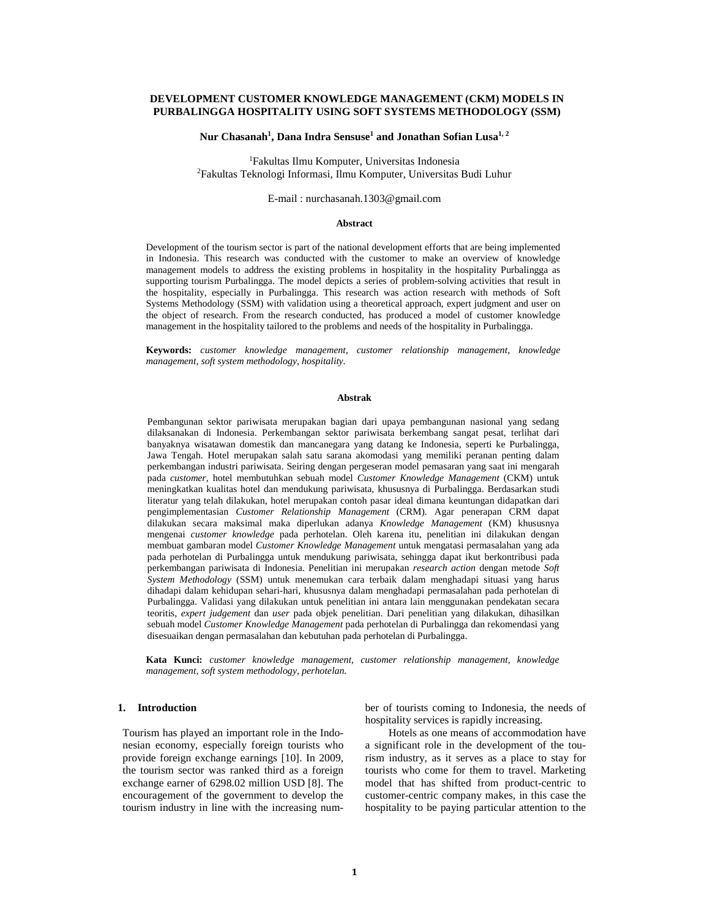# DEVELOPMENT CUSTOMER KNOWLEDGE MANAGEMENT (CKM) MODELS IN PURBALINGGA HOSPITALITY USING SOFT SYSTEMS METHODOLOGY (SSM)

**Nur Chasanah[1], Dana Indra Sensuse[1] and Jonathan Sofian Lusa[1, 2]**

[1]Fakultas Ilmu Komputer, Universitas Indonesia
[2]Fakultas Teknologi Informasi, Ilmu Komputer, Universitas Budi Luhur

E-mail : nurchasanah.1303@gmail.com

### Abstract

Development of the tourism sector is part of the national development efforts that are being implemented in Indonesia. This research was conducted with the customer to make an overview of knowledge management models to address the existing problems in hospitality in the hospitality Purbalingga as supporting tourism Purbalingga. The model depicts a series of problem-solving activities that result in the hospitality, especially in Purbalingga. This research was action research with methods of Soft Systems Methodology (SSM) with validation using a theoretical approach, expert judgment and user on the object of research. From the research conducted, has produced a model of customer knowledge management in the hospitality tailored to the problems and needs of the hospitality in Purbalingga.

**Keywords:** *customer knowledge management, customer relationship management, knowledge management, soft system methodology, hospitality.*

### Abstrak

Pembangunan sektor pariwisata merupakan bagian dari upaya pembangunan nasional yang sedang dilaksanakan di Indonesia. Perkembangan sektor pariwisata berkembang sangat pesat, terlihat dari banyaknya wisatawan domestik dan mancanegara yang datang ke Indonesia, seperti ke Purbalingga, Jawa Tengah. Hotel merupakan salah satu sarana akomodasi yang memiliki peranan penting dalam perkembangan industri pariwisata. Seiring dengan pergeseran model pemasaran yang saat ini mengarah pada *customer*, hotel membutuhkan sebuah model *Customer Knowledge Management* (CKM) untuk meningkatkan kualitas hotel dan mendukung pariwisata, khususnya di Purbalingga. Berdasarkan studi literatur yang telah dilakukan, hotel merupakan contoh pasar ideal dimana keuntungan didapatkan dari pengimplementasian *Customer Relationship Management* (CRM). Agar penerapan CRM dapat dilakukan secara maksimal maka diperlukan adanya *Knowledge Management* (KM) khususnya mengenai *customer knowledge* pada perhotelan. Oleh karena itu, penelitian ini dilakukan dengan membuat gambaran model *Customer Knowledge Management* untuk mengatasi permasalahan yang ada pada perhotelan di Purbalingga untuk mendukung pariwisata, sehingga dapat ikut berkontribusi pada perkembangan pariwisata di Indonesia. Penelitian ini merupakan *research action* dengan metode *Soft System Methodology* (SSM) untuk menemukan cara terbaik dalam menghadapi situasi yang harus dihadapi dalam kehidupan sehari-hari, khususnya dalam menghadapi permasalahan pada perhotelan di Purbalingga. Validasi yang dilakukan untuk penelitian ini antara lain menggunakan pendekatan secara teoritis, *expert judgement* dan *user* pada objek penelitian. Dari penelitian yang dilakukan, dihasilkan sebuah model *Customer Knowledge Management* pada perhotelan di Purbalingga dan rekomendasi yang disesuaikan dengan permasalahan dan kebutuhan pada perhotelan di Purbalingga.

**Kata Kunci:** *customer knowledge management, customer relationship management, knowledge management, soft system methodology, perhotelan.*

## 1. Introduction

Tourism has played an important role in the Indonesian economy, especially foreign tourists who provide foreign exchange earnings [10]. In 2009, the tourism sector was ranked third as a foreign exchange earner of 6298.02 million USD [8]. The encouragement of the government to develop the tourism industry in line with the increasing number of tourists coming to Indonesia, the needs of hospitality services is rapidly increasing.

Hotels as one means of accommodation have a significant role in the development of the tourism industry, as it serves as a place to stay for tourists who come for them to travel. Marketing model that has shifted from product-centric to customer-centric company makes, in this case the hospitality to be paying particular attention to the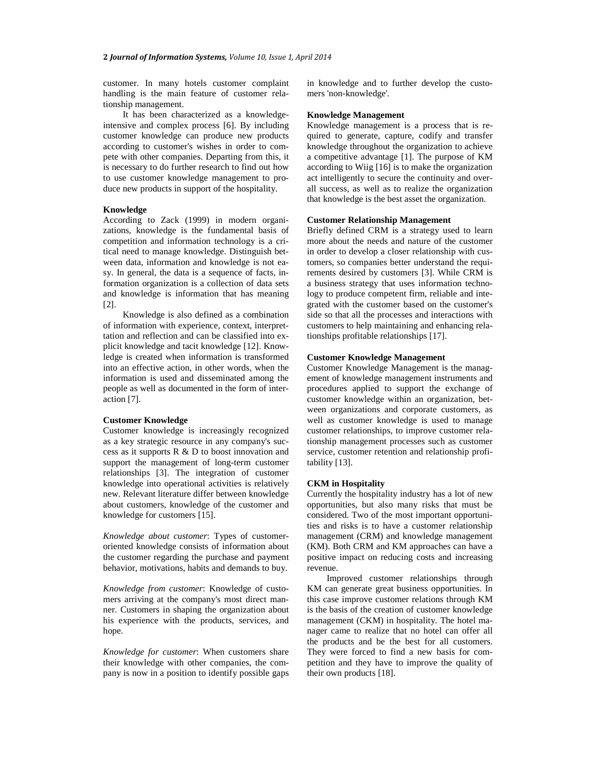customer. In many hotels customer complaint handling is the main feature of customer relationship management.

It has been characterized as a knowledge-intensive and complex process [6]. By including customer knowledge can produce new products according to customer's wishes in order to compete with other companies. Departing from this, it is necessary to do further research to find out how to use customer knowledge management to produce new products in support of the hospitality.

**Knowledge**

According to Zack (1999) in modern organizations, knowledge is the fundamental basis of competition and information technology is a critical need to manage knowledge. Distinguish between data, information and knowledge is not easy. In general, the data is a sequence of facts, information organization is a collection of data sets and knowledge is information that has meaning [2].

Knowledge is also defined as a combination of information with experience, context, interprettation and reflection and can be classified into explicit knowledge and tacit knowledge [12]. Knowledge is created when information is transformed into an effective action, in other words, when the information is used and disseminated among the people as well as documented in the form of interaction [7].

**Customer Knowledge**

Customer knowledge is increasingly recognized as a key strategic resource in any company's success as it supports R & D to boost innovation and support the management of long-term customer relationships [3]. The integration of customer knowledge into operational activities is relatively new. Relevant literature differ between knowledge about customers, knowledge of the customer and knowledge for customers [15].

*Knowledge about customer*: Types of customer-oriented knowledge consists of information about the customer regarding the purchase and payment behavior, motivations, habits and demands to buy.

*Knowledge from customer*: Knowledge of customers arriving at the company's most direct manner. Customers in shaping the organization about his experience with the products, services, and hope.

*Knowledge for customer*: When customers share their knowledge with other companies, the company is now in a position to identify possible gaps in knowledge and to further develop the customers 'non-knowledge'.

**Knowledge Management**

Knowledge management is a process that is required to generate, capture, codify and transfer knowledge throughout the organization to achieve a competitive advantage [1]. The purpose of KM according to Wiig [16] is to make the organization act intelligently to secure the continuity and overall success, as well as to realize the organization that knowledge is the best asset the organization.

**Customer Relationship Management**

Briefly defined CRM is a strategy used to learn more about the needs and nature of the customer in order to develop a closer relationship with customers, so companies better understand the requirements desired by customers [3]. While CRM is a business strategy that uses information technology to produce competent firm, reliable and integrated with the customer based on the customer's side so that all the processes and interactions with customers to help maintaining and enhancing relationships profitable relationships [17].

**Customer Knowledge Management**

Customer Knowledge Management is the management of knowledge management instruments and procedures applied to support the exchange of customer knowledge within an organization, between organizations and corporate customers, as well as customer knowledge is used to manage customer relationships, to improve customer relationship management processes such as customer service, customer retention and relationship profitability [13].

**CKM in Hospitality**

Currently the hospitality industry has a lot of new opportunities, but also many risks that must be considered. Two of the most important opportunities and risks is to have a customer relationship management (CRM) and knowledge management (KM). Both CRM and KM approaches can have a positive impact on reducing costs and increasing revenue.

Improved customer relationships through KM can generate great business opportunities. In this case improve customer relations through KM is the basis of the creation of customer knowledge management (CKM) in hospitality. The hotel manager came to realize that no hotel can offer all the products and be the best for all customers. They were forced to find a new basis for competition and they have to improve the quality of their own products [18].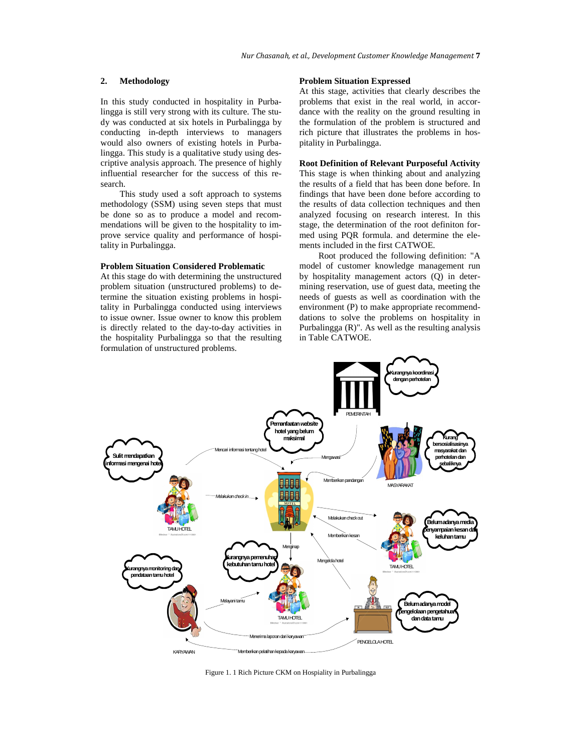## 2. Methodology

In this study conducted in hospitality in Purbalingga is still very strong with its culture. The study was conducted at six hotels in Purbalingga by conducting in-depth interviews to managers would also owners of existing hotels in Purbalingga. This study is a qualitative study using descriptive analysis approach. The presence of highly influential researcher for the success of this research.

This study used a soft approach to systems methodology (SSM) using seven steps that must be done so as to produce a model and recommendations will be given to the hospitality to improve service quality and performance of hospitality in Purbalingga.

### Problem Situation Considered Problematic

At this stage do with determining the unstructured problem situation (unstructured problems) to determine the situation existing problems in hospitality in Purbalingga conducted using interviews to issue owner. Issue owner to know this problem is directly related to the day-to-day activities in the hospitality Purbalingga so that the resulting formulation of unstructured problems.

### Problem Situation Expressed

At this stage, activities that clearly describes the problems that exist in the real world, in accordance with the reality on the ground resulting in the formulation of the problem is structured and rich picture that illustrates the problems in hospitality in Purbalingga.

### Root Definition of Relevant Purposeful Activity

This stage is when thinking about and analyzing the results of a field that has been done before. In findings that have been done before according to the results of data collection techniques and then analyzed focusing on research interest. In this stage, the determination of the root definiton formed using PQR formula. and determine the elements included in the first CATWOE.

Root produced the following definition: "A model of customer knowledge management run by hospitality management actors (Q) in determining reservation, use of guest data, meeting the needs of guests as well as coordination with the environment (P) to make appropriate recommenddations to solve the problems on hospitality in Purbalingga (R)". As well as the resulting analysis in Table CATWOE.

Figure 1. 1 Rich Picture CKM on Hospiality in Purbalingga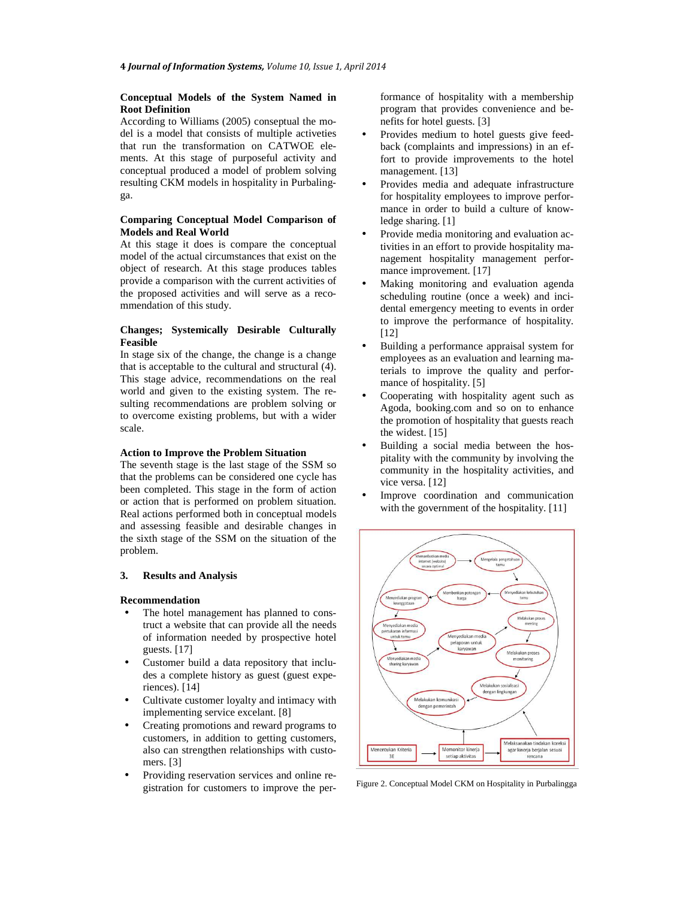### Conceptual Models of the System Named in Root Definition

According to Williams (2005) conseptual the model is a model that consists of multiple activeties that run the transformation on CATWOE elements. At this stage of purposeful activity and conceptual produced a model of problem solving resulting CKM models in hospitality in Purbalingga.

### Comparing Conceptual Model Comparison of Models and Real World

At this stage it does is compare the conceptual model of the actual circumstances that exist on the object of research. At this stage produces tables provide a comparison with the current activities of the proposed activities and will serve as a recommendation of this study.

### Changes; Systemically Desirable Culturally Feasible

In stage six of the change, the change is a change that is acceptable to the cultural and structural (4). This stage advice, recommendations on the real world and given to the existing system. The resulting recommendations are problem solving or to overcome existing problems, but with a wider scale.

### Action to Improve the Problem Situation

The seventh stage is the last stage of the SSM so that the problems can be considered one cycle has been completed. This stage in the form of action or action that is performed on problem situation. Real actions performed both in conceptual models and assessing feasible and desirable changes in the sixth stage of the SSM on the situation of the problem.

## 3. Results and Analysis

### Recommendation

- The hotel management has planned to construct a website that can provide all the needs of information needed by prospective hotel guests. [17]
- Customer build a data repository that includes a complete history as guest (guest experiences). [14]
- Cultivate customer loyalty and intimacy with implementing service excelant. [8]
- Creating promotions and reward programs to customers, in addition to getting customers, also can strengthen relationships with customers. [3]
- Providing reservation services and online registration for customers to improve the performance of hospitality with a membership program that provides convenience and benefits for hotel guests. [3]
- Provides medium to hotel guests give feedback (complaints and impressions) in an effort to provide improvements to the hotel management. [13]
- Provides media and adequate infrastructure for hospitality employees to improve performance in order to build a culture of knowledge sharing. [1]
- Provide media monitoring and evaluation activities in an effort to provide hospitality management hospitality management performance improvement. [17]
- Making monitoring and evaluation agenda scheduling routine (once a week) and incidental emergency meeting to events in order to improve the performance of hospitality. [12]
- Building a performance appraisal system for employees as an evaluation and learning materials to improve the quality and performance of hospitality. [5]
- Cooperating with hospitality agent such as Agoda, booking.com and so on to enhance the promotion of hospitality that guests reach the widest. [15]
- Building a social media between the hospitality with the community by involving the community in the hospitality activities, and vice versa. [12]
- Improve coordination and communication with the government of the hospitality. [11]

Figure 2. Conceptual Model CKM on Hospitality in Purbalingga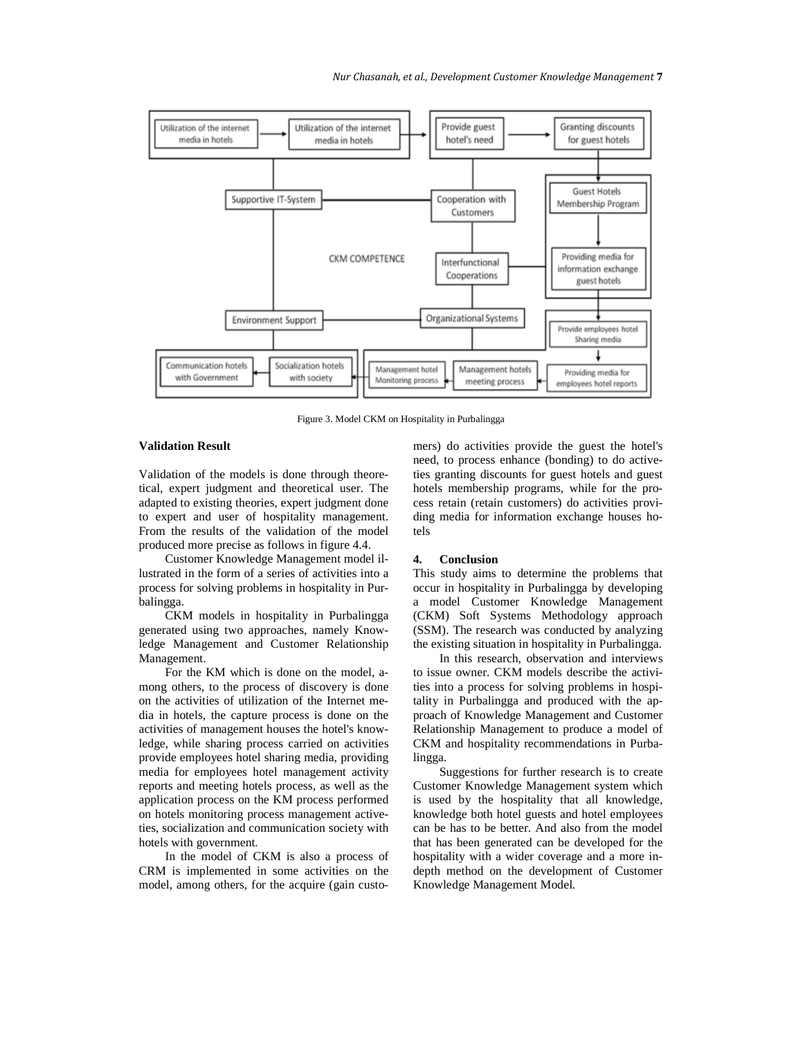Figure 3. Model CKM on Hospitality in Purbalingga

### Validation Result

Validation of the models is done through theoretical, expert judgment and theoretical user. The adapted to existing theories, expert judgment done to expert and user of hospitality management. From the results of the validation of the model produced more precise as follows in figure 4.4.

Customer Knowledge Management model illustrated in the form of a series of activities into a process for solving problems in hospitality in Purbalingga.

CKM models in hospitality in Purbalingga generated using two approaches, namely Knowledge Management and Customer Relationship Management.

For the KM which is done on the model, among others, to the process of discovery is done on the activities of utilization of the Internet media in hotels, the capture process is done on the activities of management houses the hotel's knowledge, while sharing process carried on activities provide employees hotel sharing media, providing media for employees hotel management activity reports and meeting hotels process, as well as the application process on the KM process performed on hotels monitoring process management activeties, socialization and communication society with hotels with government.

In the model of CKM is also a process of CRM is implemented in some activities on the model, among others, for the acquire (gain customers) do activities provide the guest the hotel's need, to process enhance (bonding) to do activeties granting discounts for guest hotels and guest hotels membership programs, while for the process retain (retain customers) do activities providing media for information exchange houses hotels

## 4. Conclusion

This study aims to determine the problems that occur in hospitality in Purbalingga by developing a model Customer Knowledge Management (CKM) Soft Systems Methodology approach (SSM). The research was conducted by analyzing the existing situation in hospitality in Purbalingga.

In this research, observation and interviews to issue owner. CKM models describe the activities into a process for solving problems in hospitality in Purbalingga and produced with the approach of Knowledge Management and Customer Relationship Management to produce a model of CKM and hospitality recommendations in Purbalingga.

Suggestions for further research is to create Customer Knowledge Management system which is used by the hospitality that all knowledge, knowledge both hotel guests and hotel employees can be has to be better. And also from the model that has been generated can be developed for the hospitality with a wider coverage and a more indepth method on the development of Customer Knowledge Management Model.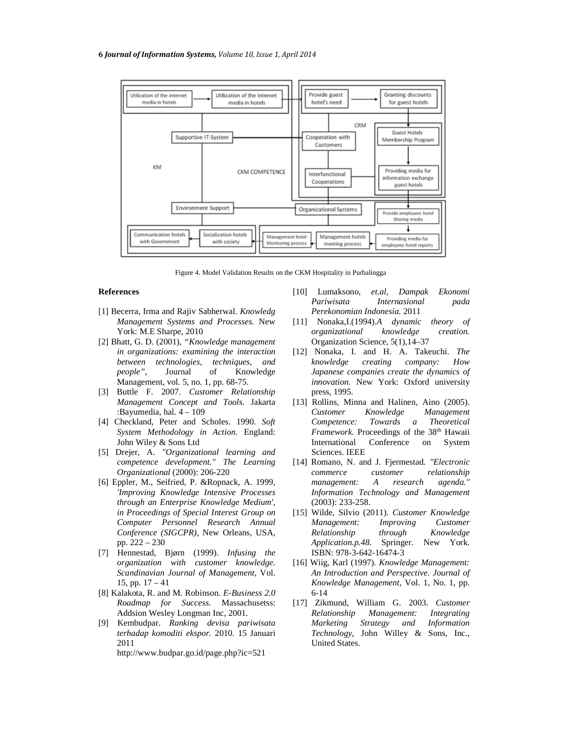Figure 4. Model Validation Results on the CKM Hospitality in Purbalingga

**References**

[1] Becerra, Irma and Rajiv Sabherwal. *Knowledg Management Systems and Processes.* New York: M.E Sharpe, 2010

[2] Bhatt, G. D. (2001), *"Knowledge management in organizations: examining the interaction between technologies, techniques, and people"*, Journal of Knowledge Management, vol. 5, no. 1, pp. 68-75.

[3] Buttle F. 2007. *Customer Relationship Management Concept and Tools.* Jakarta :Bayumedia, hal. 4 – 109

[4] Checkland, Peter and Scholes. 1990. *Soft System Methodology in Action*. England: John Wiley & Sons Ltd

[5] Drejer, A. *"Organizational learning and competence development." The Learning Organizational* (2000): 206-220

[6] Eppler, M., Seifried, P. &Ropnack, A. 1999, *'Improving Knowledge Intensive Processes through an Enterprise Knowledge Medium', in Proceedings of Special Interest Group on Computer Personnel Research Annual Conference (SIGCPR)*, New Orleans, USA, pp. 222 – 230

[7] Hennestad, Bjørn (1999). *Infusing the organization with customer knowledge. Scandinavian Journal of Management*, Vol. 15, pp. 17 – 41

[8] Kalakota, R. and M. Robinson. *E-Business 2.0 Roadmap for Success.* Massachusetss: Addsion Wesley Longman Inc, 2001.

[9] Kembudpar. *Ranking devisa pariwisata terhadap komoditi ekspor.* 2010. 15 Januari 2011 http://www.budpar.go.id/page.php?ic=521

[10] Lumaksono, *et.al, Dampak Ekonomi Pariwisata Internasional pada Perekonomian Indonesia.* 2011

[11] Nonaka,I.(1994).*A dynamic theory of organizational knowledge creation.* Organization Science, 5(1),14–37

[12] Nonaka, I. and H. A. Takeuchi. *The knowledge creating company: How Japanese companies create the dynamics of innovation*. New York: Oxford university press, 1995.

[13] Rollins, Minna and Halinen, Aino (2005). *Customer Knowledge Management Competence: Towards a Theoretical Framework.* Proceedings of the 38th Hawaii International Conference on System Sciences. IEEE

[14] Romano, N. and J. Fjermestad. *"Electronic commerce customer relationship management: A research agenda." Information Technology and Management* (2003): 233-258.

[15] Wilde, Silvio (2011). *Customer Knowledge Management: Improving Customer Relationship through Knowledge Application.p.48.* Springer. New York. ISBN: 978-3-642-16474-3

[16] Wiig, Karl (1997). *Knowledge Management: An Introduction and Perspective. Journal of Knowledge Management*, Vol. 1, No. 1, pp. 6-14

[17] Zikmund, William G. 2003. *Customer Relationship Management: Integrating Marketing Strategy and Information Technology*, John Willey & Sons, Inc., United States.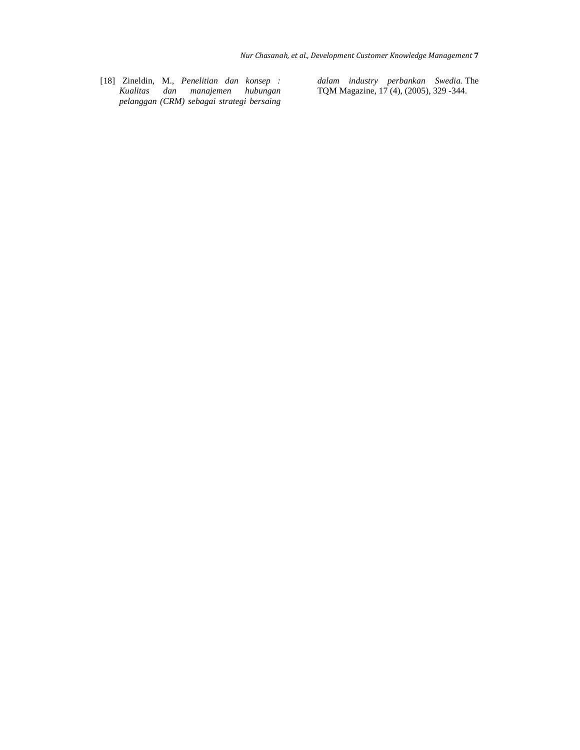[18] Zineldin, M., *Penelitian dan konsep : Kualitas dan manajemen hubungan pelanggan (CRM) sebagai strategi bersaing dalam industry perbankan Swedia.* The TQM Magazine, 17 (4), (2005), 329 -344.